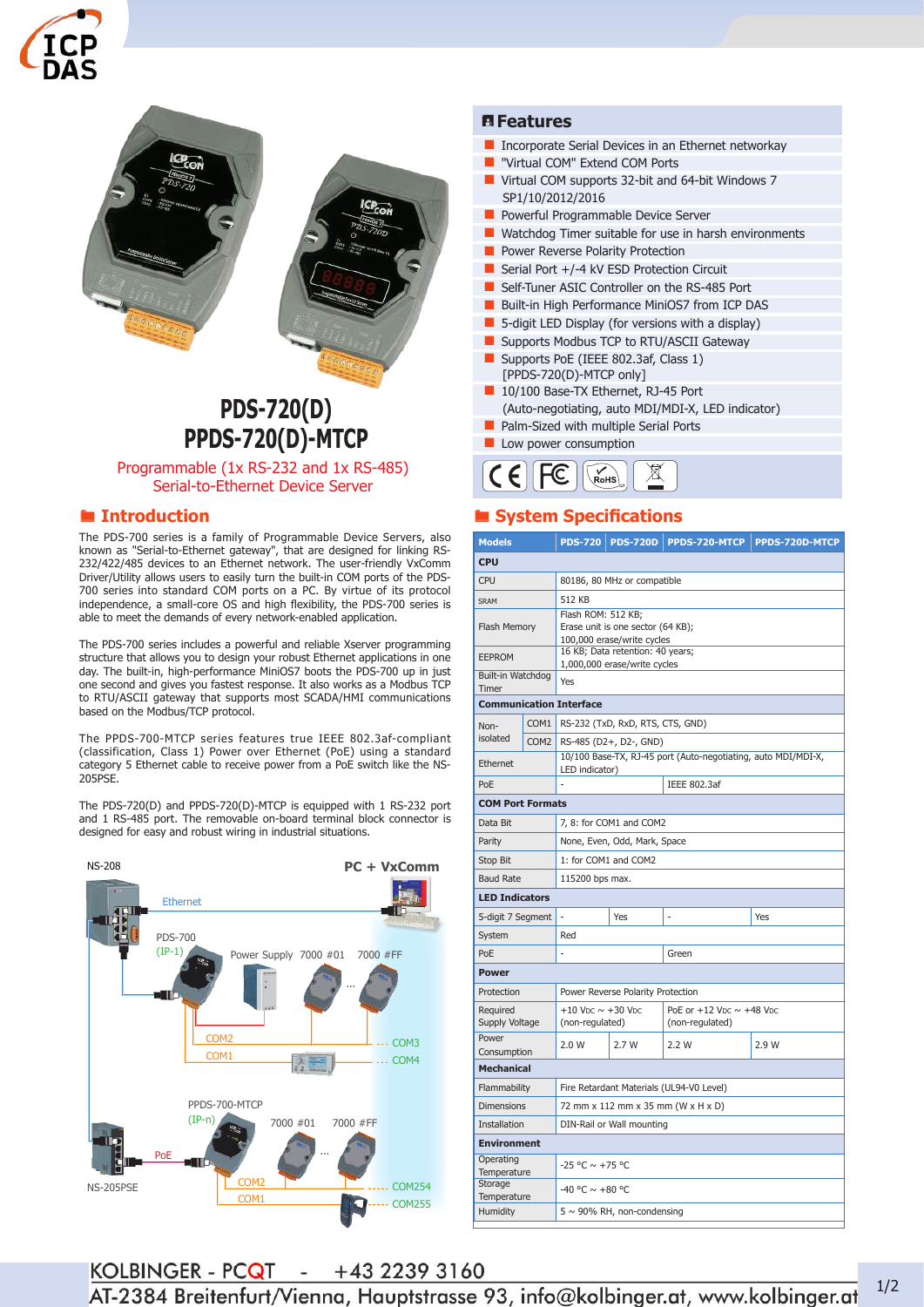# PDS-720(D)
# PPDS-720(D)-MTCP

Programmable (1x RS-232 and 1x RS-485)
Serial-to-Ethernet Device Server

## Introduction

The PDS-700 series is a family of Programmable Device Servers, also known as "Serial-to-Ethernet gateway", that are designed for linking RS-232/422/485 devices to an Ethernet network. The user-friendly VxComm Driver/Utility allows users to easily turn the built-in COM ports of the PDS-700 series into standard COM ports on a PC. By virtue of its protocol independence, a small-core OS and high flexibility, the PDS-700 series is able to meet the demands of every network-enabled application.

The PDS-700 series includes a powerful and reliable Xserver programming structure that allows you to design your robust Ethernet applications in one day. The built-in, high-performance MiniOS7 boots the PDS-700 up in just one second and gives you fastest response. It also works as a Modbus TCP to RTU/ASCII gateway that supports most SCADA/HMI communications based on the Modbus/TCP protocol.

The PPDS-700-MTCP series features true IEEE 802.3af-compliant (classification, Class 1) Power over Ethernet (PoE) using a standard category 5 Ethernet cable to receive power from a PoE switch like the NS-205PSE.

The PDS-720(D) and PPDS-720(D)-MTCP is equipped with 1 RS-232 port and 1 RS-485 port. The removable on-board terminal block connector is designed for easy and robust wiring in industrial situations.

NS-208 | PC + VxComm | Ethernet | PDS-700 (IP-1) | Power Supply | 7000 #01 | 7000 #FF | COM2 | COM1 | COM3 | COM4 | PPDS-700-MTCP (IP-n) | 7000 #01 | 7000 #FF | PoE | NS-205PSE | COM2 | COM1 | COM254 | COM255

## Features

- Incorporate Serial Devices in an Ethernet networkay
- "Virtual COM" Extend COM Ports
- Virtual COM supports 32-bit and 64-bit Windows 7 SP1/10/2012/2016
- Powerful Programmable Device Server
- Watchdog Timer suitable for use in harsh environments
- Power Reverse Polarity Protection
- Serial Port +/-4 kV ESD Protection Circuit
- Self-Tuner ASIC Controller on the RS-485 Port
- Built-in High Performance MiniOS7 from ICP DAS
- 5-digit LED Display (for versions with a display)
- Supports Modbus TCP to RTU/ASCII Gateway
- Supports PoE (IEEE 802.3af, Class 1) [PPDS-720(D)-MTCP only]
- 10/100 Base-TX Ethernet, RJ-45 Port (Auto-negotiating, auto MDI/MDI-X, LED indicator)
- Palm-Sized with multiple Serial Ports
- Low power consumption

CE FC RoHS

## System Specifications

| Models | | PDS-720 | PDS-720D | PPDS-720-MTCP | PPDS-720D-MTCP |
|---|---|---|---|---|---|
| **CPU** | | | | | |
| CPU | | 80186, 80 MHz or compatible | | | |
| SRAM | | 512 KB | | | |
| Flash Memory | | Flash ROM: 512 KB; Erase unit is one sector (64 KB); 100,000 erase/write cycles | | | |
| EEPROM | | 16 KB; Data retention: 40 years; 1,000,000 erase/write cycles | | | |
| Built-in Watchdog Timer | | Yes | | | |
| **Communication Interface** | | | | | |
| Non-isolated | COM1 | RS-232 (TxD, RxD, RTS, CTS, GND) | | | |
| | COM2 | RS-485 (D2+, D2-, GND) | | | |
| Ethernet | | 10/100 Base-TX, RJ-45 port (Auto-negotiating, auto MDI/MDI-X, LED indicator) | | | |
| PoE | | - | | IEEE 802.3af | |
| **COM Port Formats** | | | | | |
| Data Bit | | 7, 8: for COM1 and COM2 | | | |
| Parity | | None, Even, Odd, Mark, Space | | | |
| Stop Bit | | 1: for COM1 and COM2 | | | |
| Baud Rate | | 115200 bps max. | | | |
| **LED Indicators** | | | | | |
| 5-digit 7 Segment | | - | Yes | - | Yes |
| System | | Red | | | |
| PoE | | - | | Green | |
| **Power** | | | | | |
| Protection | | Power Reverse Polarity Protection | | | |
| Required Supply Voltage | | +10 VDC ~ +30 VDC (non-regulated) | | PoE or +12 VDC ~ +48 VDC (non-regulated) | |
| Power Consumption | | 2.0 W | 2.7 W | 2.2 W | 2.9 W |
| **Mechanical** | | | | | |
| Flammability | | Fire Retardant Materials (UL94-V0 Level) | | | |
| Dimensions | | 72 mm x 112 mm x 35 mm (W x H x D) | | | |
| Installation | | DIN-Rail or Wall mounting | | | |
| **Environment** | | | | | |
| Operating Temperature | | -25 °C ~ +75 °C | | | |
| Storage Temperature | | -40 °C ~ +80 °C | | | |
| Humidity | | 5 ~ 90% RH, non-condensing | | | |

KOLBINGER - PCQT - +43 2239 3160
AT-2384 Breitenfurt/Vienna, Hauptstrasse 93, info@kolbinger.at, www.kolbinger.at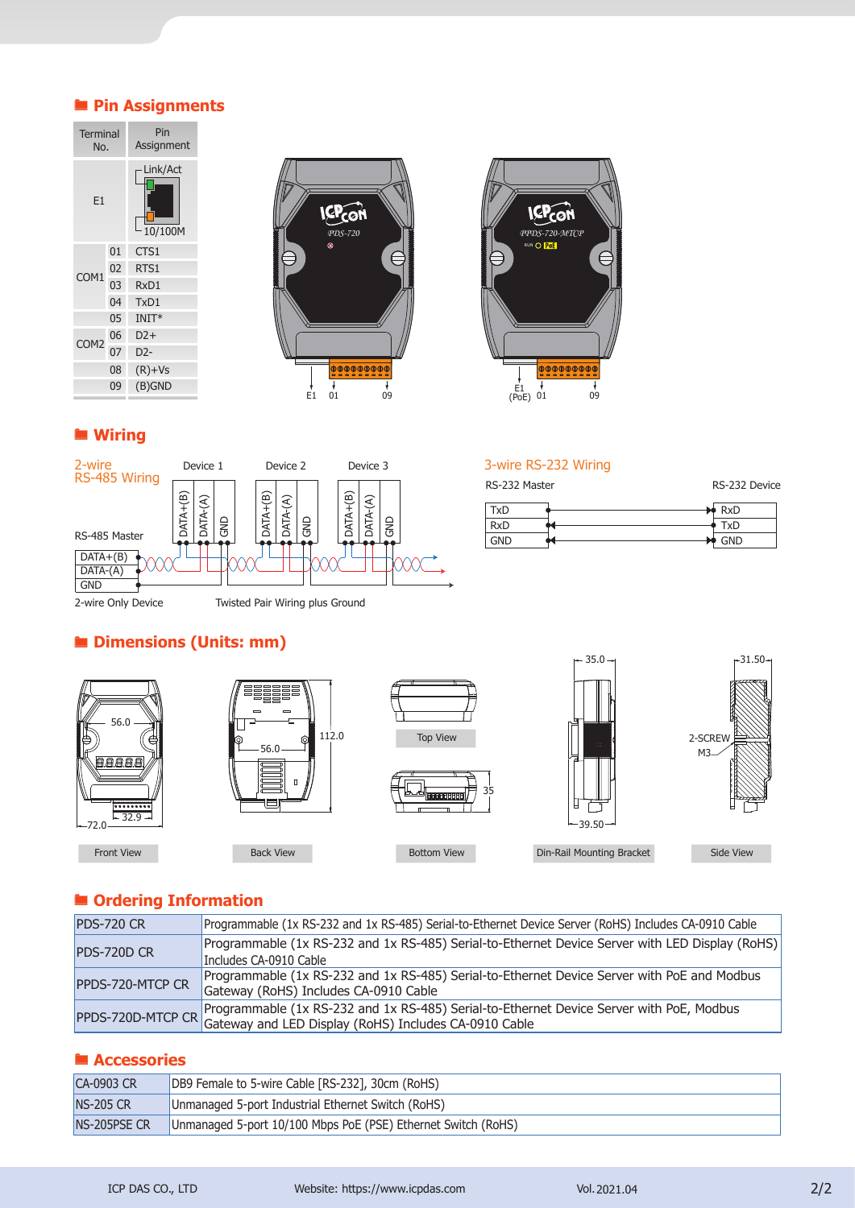## Pin Assignments

| Terminal No. | | Pin Assignment |
|---|---|---|
| E1 | | Link/Act, 10/100M |
| COM1 | 01 | CTS1 |
| | 02 | RTS1 |
| | 03 | RxD1 |
| | 04 | TxD1 |
| | 05 | INIT* |
| COM2 | 06 | D2+ |
| | 07 | D2- |
| | 08 | (R)+Vs |
| | 09 | (B)GND |

PDS-720

E1 01 09

PPDS-720-MTCP

E1 (PoE) 01 09

## Wiring

2-wire RS-485 Wiring

Device 1 Device 2 Device 3

DATA+(B) DATA-(A) GND

RS-485 Master

DATA+(B)
DATA-(A)
GND

2-wire Only Device

Twisted Pair Wiring plus Ground

3-wire RS-232 Wiring

RS-232 Master

RS-232 Device

| RS-232 Master | RS-232 Device |
|---|---|
| TxD | RxD |
| RxD | TxD |
| GND | GND |

## Dimensions (Units: mm)

56.0
72.0
32.9
Front View

56.0
112.0
Back View

Top View

35
Bottom View

35.0
39.50
Din-Rail Mounting Bracket

31.50
2-SCREW M3
Side View

## Ordering Information

| | |
|---|---|
| PDS-720 CR | Programmable (1x RS-232 and 1x RS-485) Serial-to-Ethernet Device Server (RoHS) Includes CA-0910 Cable |
| PDS-720D CR | Programmable (1x RS-232 and 1x RS-485) Serial-to-Ethernet Device Server with LED Display (RoHS) Includes CA-0910 Cable |
| PPDS-720-MTCP CR | Programmable (1x RS-232 and 1x RS-485) Serial-to-Ethernet Device Server with PoE and Modbus Gateway (RoHS) Includes CA-0910 Cable |
| PPDS-720D-MTCP CR | Programmable (1x RS-232 and 1x RS-485) Serial-to-Ethernet Device Server with PoE, Modbus Gateway and LED Display (RoHS) Includes CA-0910 Cable |

## Accessories

| | |
|---|---|
| CA-0903 CR | DB9 Female to 5-wire Cable [RS-232], 30cm (RoHS) |
| NS-205 CR | Unmanaged 5-port Industrial Ethernet Switch (RoHS) |
| NS-205PSE CR | Unmanaged 5-port 10/100 Mbps PoE (PSE) Ethernet Switch (RoHS) |

ICP DAS CO., LTD Website: https://www.icpdas.com Vol.2021.04